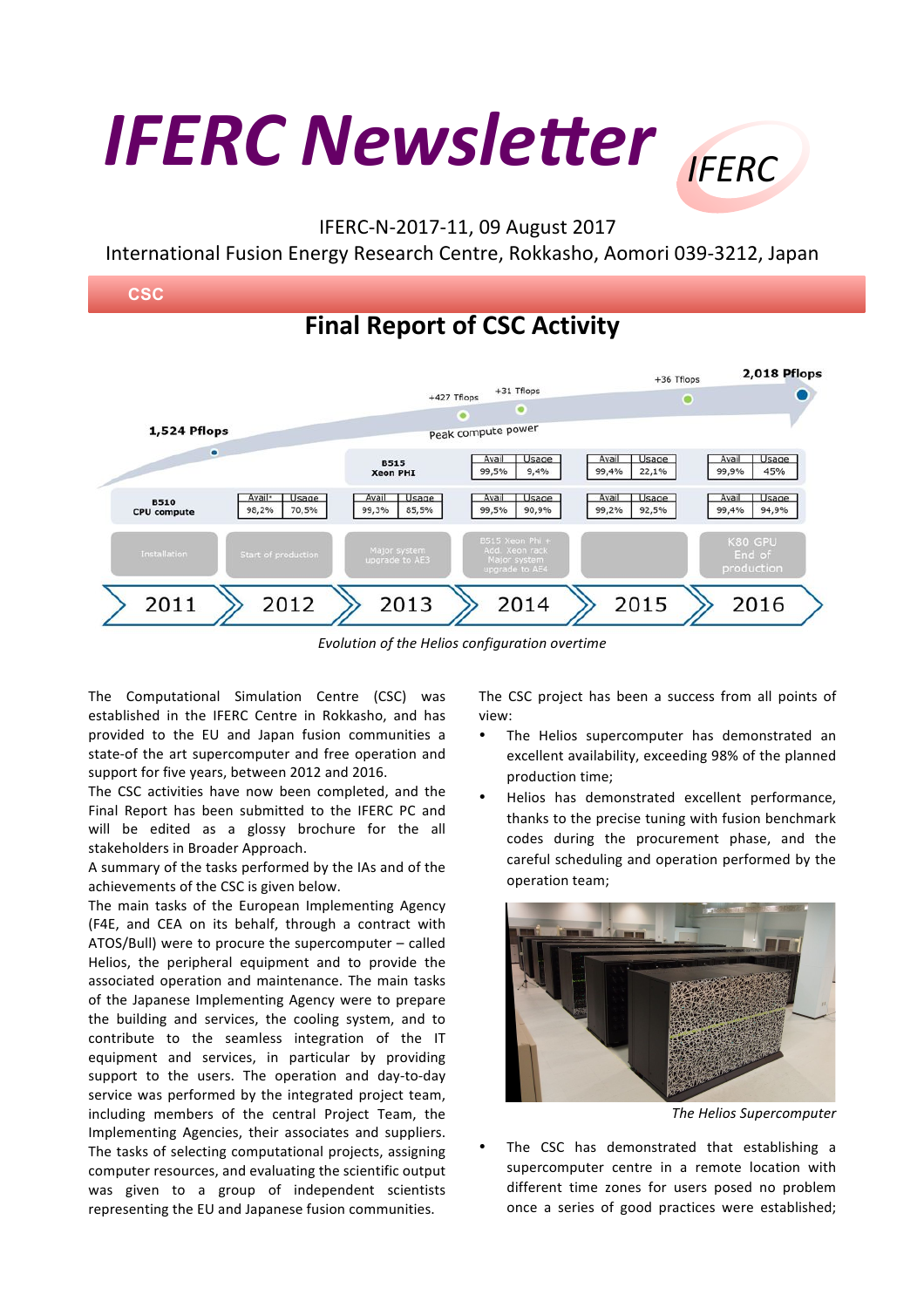# IFERC Newsletter

IFERC-N-2017-11, 09 August 2017

International Fusion Energy Research Centre, Rokkasho, Aomori 039-3212, Japan

CSC

## Final Report of CSC Activity

*Evolution of the Helios configuration overtime*

The Computational Simulation Centre (CSC) was established in the IFERC Centre in Rokkasho, and has provided to the EU and Japan fusion communities a state-of the art supercomputer and free operation and support for five years, between 2012 and 2016.

The CSC activities have now been completed, and the Final Report has been submitted to the IFERC PC and will be edited as a glossy brochure for the all stakeholders in Broader Approach.

A summary of the tasks performed by the IAs and of the achievements of the CSC is given below.

The main tasks of the European Implementing Agency (F4E, and CEA on its behalf, through a contract with ATOS/Bull) were to procure the supercomputer – called Helios, the peripheral equipment and to provide the associated operation and maintenance. The main tasks of the Japanese Implementing Agency were to prepare the building and services, the cooling system, and to contribute to the seamless integration of the IT equipment and services, in particular by providing support to the users. The operation and day-to-day service was performed by the integrated project team, including members of the central Project Team, the Implementing Agencies, their associates and suppliers. The tasks of selecting computational projects, assigning computer resources, and evaluating the scientific output was given to a group of independent scientists representing the EU and Japanese fusion communities.

The CSC project has been a success from all points of view:

- The Helios supercomputer has demonstrated an excellent availability, exceeding 98% of the planned production time;
- Helios has demonstrated excellent performance, thanks to the precise tuning with fusion benchmark codes during the procurement phase, and the careful scheduling and operation performed by the operation team;

*The Helios Supercomputer*

- The CSC has demonstrated that establishing a supercomputer centre in a remote location with different time zones for users posed no problem once a series of good practices were established;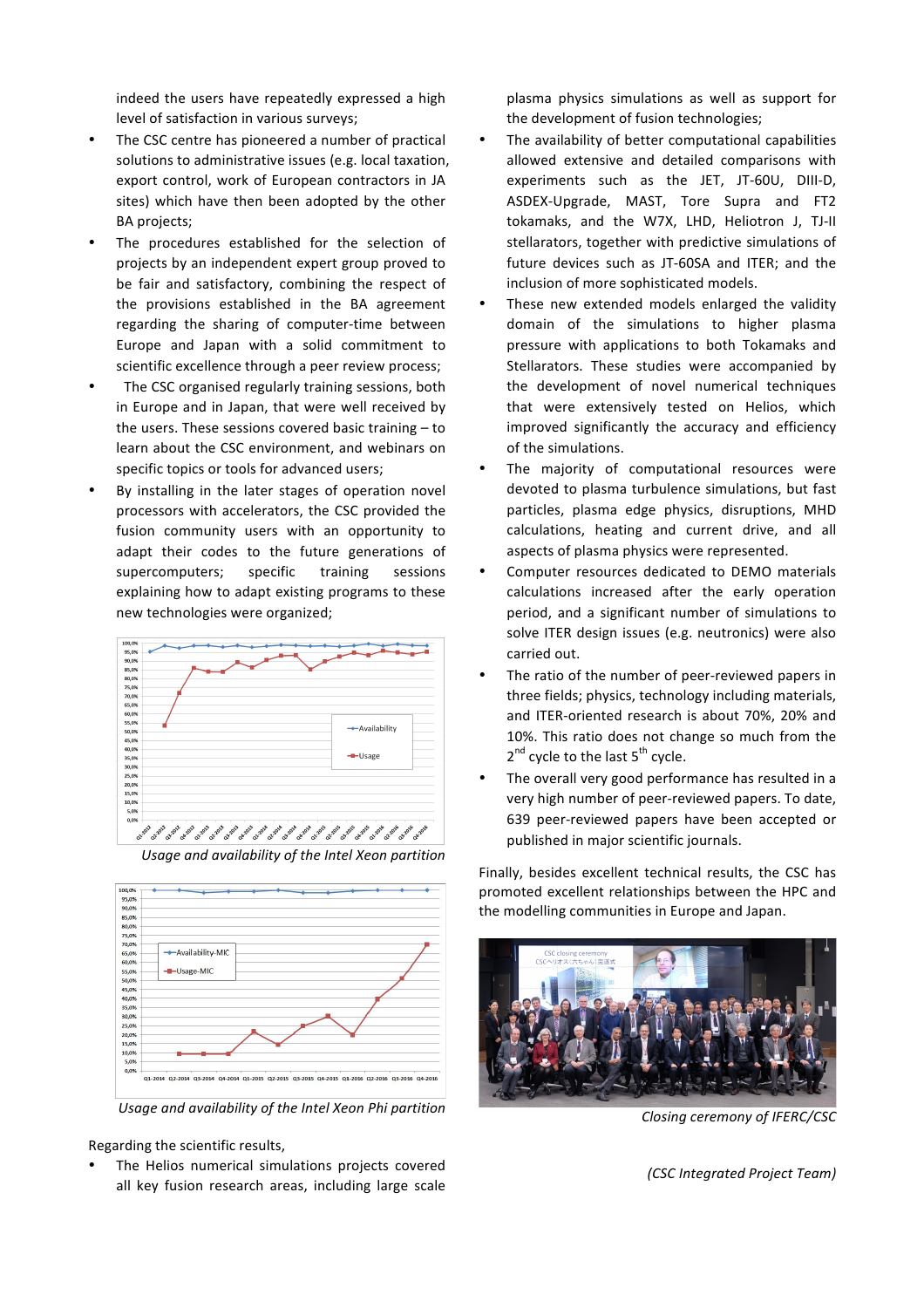indeed the users have repeatedly expressed a high level of satisfaction in various surveys;

- The CSC centre has pioneered a number of practical solutions to administrative issues (e.g. local taxation, export control, work of European contractors in JA sites) which have then been adopted by the other BA projects;
- The procedures established for the selection of projects by an independent expert group proved to be fair and satisfactory, combining the respect of the provisions established in the BA agreement regarding the sharing of computer-time between Europe and Japan with a solid commitment to scientific excellence through a peer review process;
- The CSC organised regularly training sessions, both in Europe and in Japan, that were well received by the users. These sessions covered basic training – to learn about the CSC environment, and webinars on specific topics or tools for advanced users;
- By installing in the later stages of operation novel processors with accelerators, the CSC provided the fusion community users with an opportunity to adapt their codes to the future generations of supercomputers; specific training sessions explaining how to adapt existing programs to these new technologies were organized;

*Usage and availability of the Intel Xeon partition*

*Usage and availability of the Intel Xeon Phi partition*

Regarding the scientific results,

- The Helios numerical simulations projects covered all key fusion research areas, including large scale plasma physics simulations as well as support for the development of fusion technologies;
- The availability of better computational capabilities allowed extensive and detailed comparisons with experiments such as the JET, JT-60U, DIII-D, ASDEX-Upgrade, MAST, Tore Supra and FT2 tokamaks, and the W7X, LHD, Heliotron J, TJ-II stellarators, together with predictive simulations of future devices such as JT-60SA and ITER; and the inclusion of more sophisticated models.
- These new extended models enlarged the validity domain of the simulations to higher plasma pressure with applications to both Tokamaks and Stellarators. These studies were accompanied by the development of novel numerical techniques that were extensively tested on Helios, which improved significantly the accuracy and efficiency of the simulations.
- The majority of computational resources were devoted to plasma turbulence simulations, but fast particles, plasma edge physics, disruptions, MHD calculations, heating and current drive, and all aspects of plasma physics were represented.
- Computer resources dedicated to DEMO materials calculations increased after the early operation period, and a significant number of simulations to solve ITER design issues (e.g. neutronics) were also carried out.
- The ratio of the number of peer-reviewed papers in three fields; physics, technology including materials, and ITER-oriented research is about 70%, 20% and 10%. This ratio does not change so much from the 2nd cycle to the last 5th cycle.
- The overall very good performance has resulted in a very high number of peer-reviewed papers. To date, 639 peer-reviewed papers have been accepted or published in major scientific journals.

Finally, besides excellent technical results, the CSC has promoted excellent relationships between the HPC and the modelling communities in Europe and Japan.

*Closing ceremony of IFERC/CSC*

*(CSC Integrated Project Team)*